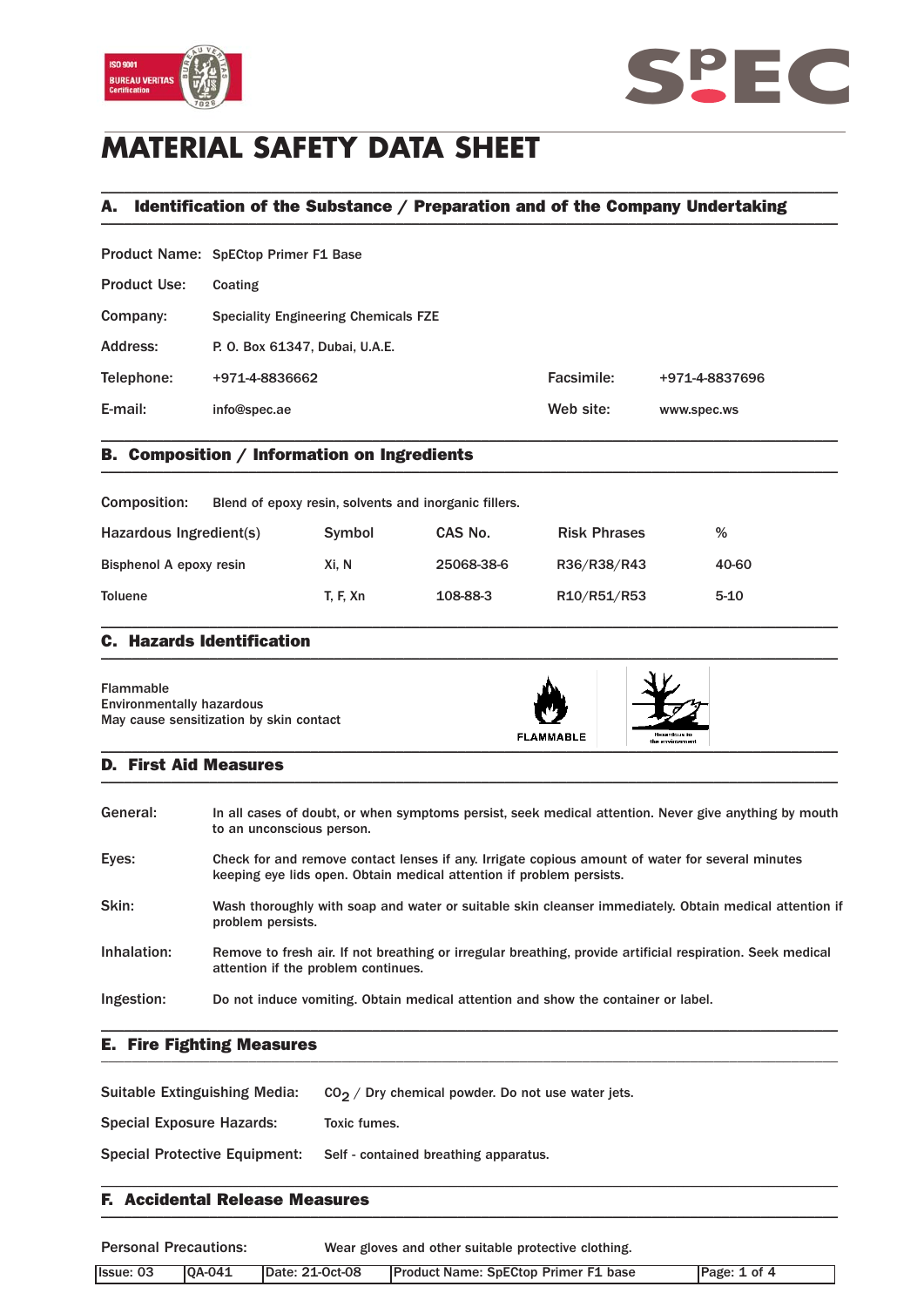# MATERIAL SAFETY DATA SHEET

## A. Identification of the Substance / Preparation and of the Company Undertaking

| | | | |
|---|---|---|---|
| Product Name: | SpECtop Primer F1 Base | | |
| Product Use: | Coating | | |
| Company: | Speciality Engineering Chemicals FZE | | |
| Address: | P. O. Box 61347, Dubai, U.A.E. | | |
| Telephone: | +971-4-8836662 | Facsimile: | +971-4-8837696 |
| E-mail: | info@spec.ae | Web site: | www.spec.ws |

## B. Composition / Information on Ingredients

Composition: Blend of epoxy resin, solvents and inorganic fillers.

| Hazardous Ingredient(s) | Symbol | CAS No. | Risk Phrases | % |
|---|---|---|---|---|
| Bisphenol A epoxy resin | Xi, N | 25068-38-6 | R36/R38/R43 | 40-60 |
| Toluene | T, F, Xn | 108-88-3 | R10/R51/R53 | 5-10 |

## C. Hazards Identification

Flammable
Environmentally hazardous
May cause sensitization by skin contact

FLAMMABLE

Hazardous to the environment

## D. First Aid Measures

**General:** In all cases of doubt, or when symptoms persist, seek medical attention. Never give anything by mouth to an unconscious person.

**Eyes:** Check for and remove contact lenses if any. Irrigate copious amount of water for several minutes keeping eye lids open. Obtain medical attention if problem persists.

**Skin:** Wash thoroughly with soap and water or suitable skin cleanser immediately. Obtain medical attention if problem persists.

**Inhalation:** Remove to fresh air. If not breathing or irregular breathing, provide artificial respiration. Seek medical attention if the problem continues.

**Ingestion:** Do not induce vomiting. Obtain medical attention and show the container or label.

## E. Fire Fighting Measures

**Suitable Extinguishing Media:** $CO_2$ / Dry chemical powder. Do not use water jets.

**Special Exposure Hazards:** Toxic fumes.

**Special Protective Equipment:** Self - contained breathing apparatus.

## F. Accidental Release Measures

**Personal Precautions:** Wear gloves and other suitable protective clothing.

| Issue: 03 | QA-041 | Date: 21-Oct-08 | Product Name: SpECtop Primer F1 base |
|---|---|---|---|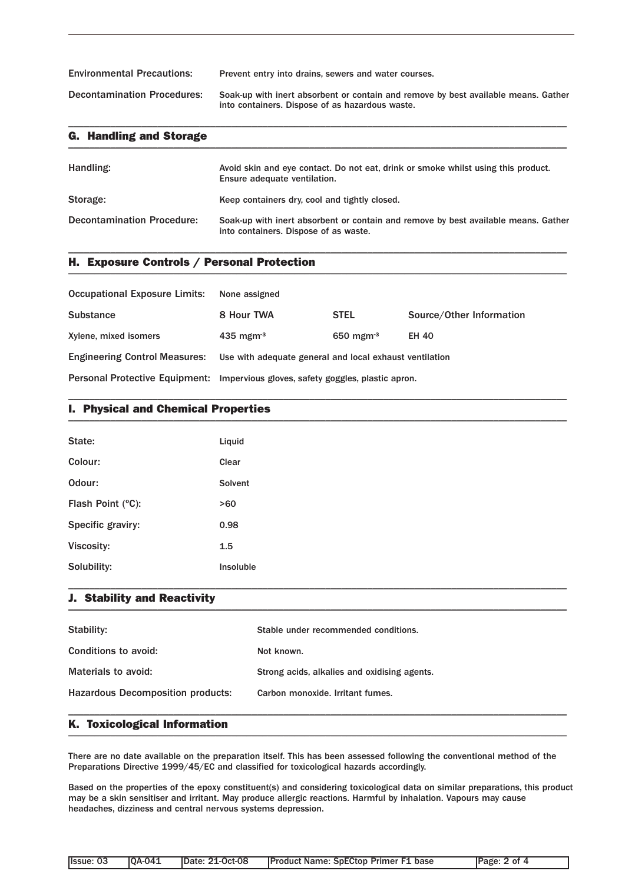| | |
|---|---|
| Environmental Precautions: | Prevent entry into drains, sewers and water courses. |
| Decontamination Procedures: | Soak-up with inert absorbent or contain and remove by best available means. Gather into containers. Dispose of as hazardous waste. |

## G. Handling and Storage

| | |
|---|---|
| Handling: | Avoid skin and eye contact. Do not eat, drink or smoke whilst using this product. Ensure adequate ventilation. |
| Storage: | Keep containers dry, cool and tightly closed. |
| Decontamination Procedure: | Soak-up with inert absorbent or contain and remove by best available means. Gather into containers. Dispose of as waste. |

## H. Exposure Controls / Personal Protection

Occupational Exposure Limits: None assigned

| Substance | 8 Hour TWA | STEL | Source/Other Information |
|---|---|---|---|
| Xylene, mixed isomers | 435 $mgm^{-3}$ | 650 $mgm^{-3}$ | EH 40 |

Engineering Control Measures: Use with adequate general and local exhaust ventilation

Personal Protective Equipment: Impervious gloves, safety goggles, plastic apron.

## I. Physical and Chemical Properties

| | |
|---|---|
| State: | Liquid |
| Colour: | Clear |
| Odour: | Solvent |
| Flash Point (°C): | >60 |
| Specific graviry: | 0.98 |
| Viscosity: | 1.5 |
| Solubility: | Insoluble |

## J. Stability and Reactivity

| | |
|---|---|
| Stability: | Stable under recommended conditions. |
| Conditions to avoid: | Not known. |
| Materials to avoid: | Strong acids, alkalies and oxidising agents. |
| Hazardous Decomposition products: | Carbon monoxide. Irritant fumes. |

## K. Toxicological Information

There are no date available on the preparation itself. This has been assessed following the conventional method of the Preparations Directive 1999/45/EC and classified for toxicological hazards accordingly.

Based on the properties of the epoxy constituent(s) and considering toxicological data on similar preparations, this product may be a skin sensitiser and irritant. May produce allergic reactions. Harmful by inhalation. Vapours may cause headaches, dizziness and central nervous systems depression.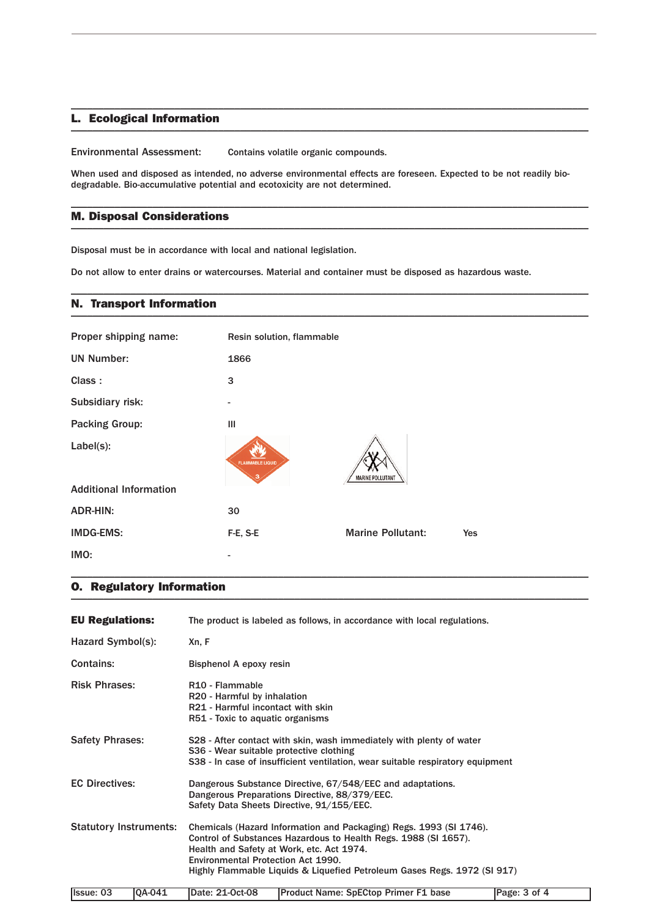## L. Ecological Information

Environmental Assessment: Contains volatile organic compounds.

When used and disposed as intended, no adverse environmental effects are foreseen. Expected to be not readily bio-degradable. Bio-accumulative potential and ecotoxicity are not determined.

## M. Disposal Considerations

Disposal must be in accordance with local and national legislation.

Do not allow to enter drains or watercourses. Material and container must be disposed as hazardous waste.

## N. Transport Information

| | | | |
|---|---|---|---|
| Proper shipping name: | Resin solution, flammable | | |
| UN Number: | 1866 | | |
| Class : | 3 | | |
| Subsidiary risk: | - | | |
| Packing Group: | III | | |
| Label(s): | FLAMMABLE LIQUID 3 | MARINE POLLUTANT | |
| **Additional Information** | | | |
| ADR-HIN: | 30 | | |
| IMDG-EMS: | F-E, S-E | Marine Pollutant: | Yes |
| IMO: | - | | |

## O. Regulatory Information

**EU Regulations:** The product is labeled as follows, in accordance with local regulations.

Hazard Symbol(s): Xn, F

Contains: Bisphenol A epoxy resin

Risk Phrases:
- R10 - Flammable
- R20 - Harmful by inhalation
- R21 - Harmful incontact with skin
- R51 - Toxic to aquatic organisms

Safety Phrases:
- S28 - After contact with skin, wash immediately with plenty of water
- S36 - Wear suitable protective clothing
- S38 - In case of insufficient ventilation, wear suitable respiratory equipment

EC Directives:
- Dangerous Substance Directive, 67/548/EEC and adaptations.
- Dangerous Preparations Directive, 88/379/EEC.
- Safety Data Sheets Directive, 91/155/EEC.

Statutory Instruments:
- Chemicals (Hazard Information and Packaging) Regs. 1993 (SI 1746).
- Control of Substances Hazardous to Health Regs. 1988 (SI 1657).
- Health and Safety at Work, etc. Act 1974.
- Environmental Protection Act 1990.
- Highly Flammable Liquids & Liquefied Petroleum Gases Regs. 1972 (SI 917)

| Issue: 03 | QA-041 | Date: 21-Oct-08 | Product Name: SpECtop Primer F1 base |
|---|---|---|---|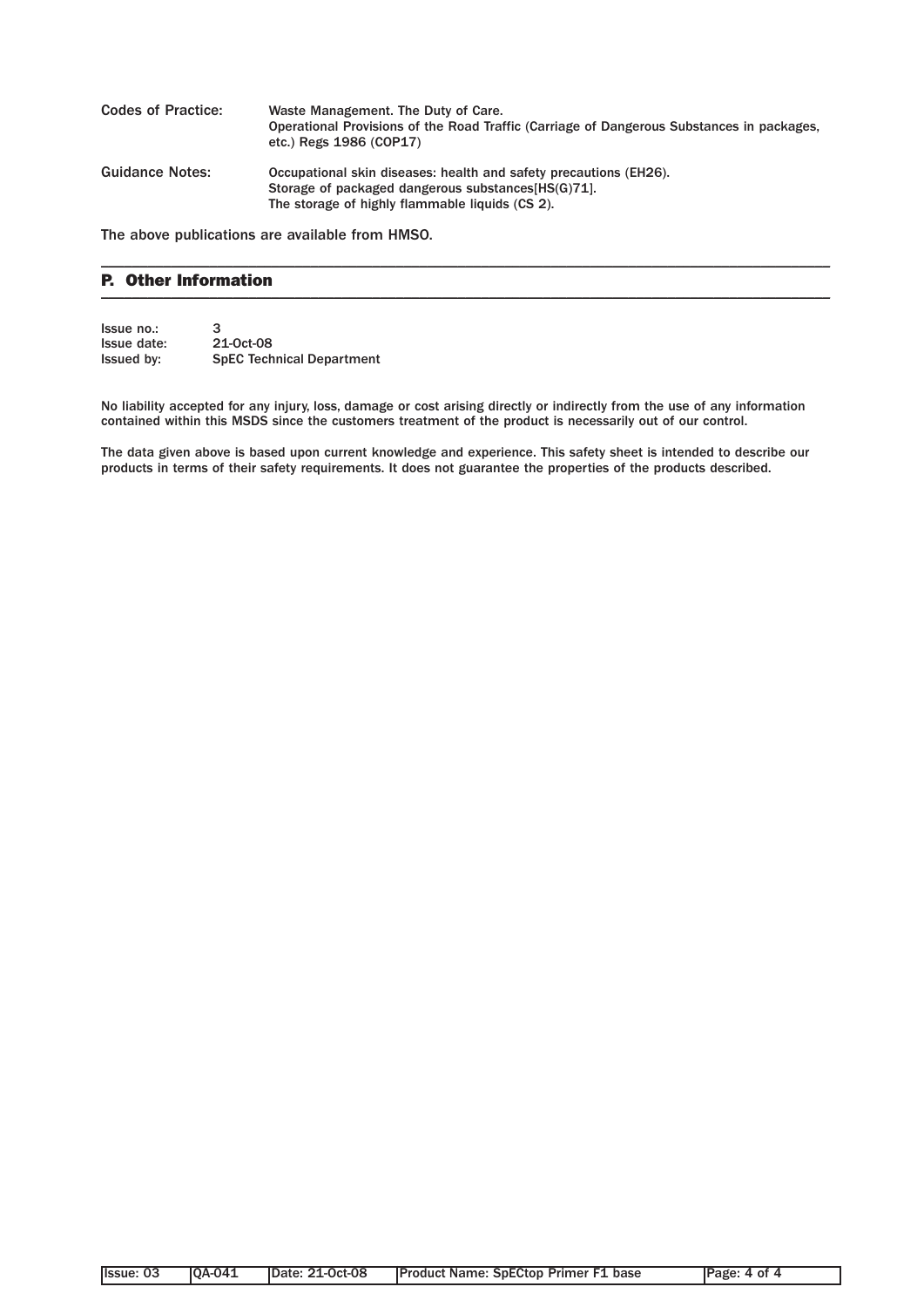Codes of Practice: Waste Management. The Duty of Care.
Operational Provisions of the Road Traffic (Carriage of Dangerous Substances in packages, etc.) Regs 1986 (COP17)

Guidance Notes: Occupational skin diseases: health and safety precautions (EH26).
Storage of packaged dangerous substances[HS(G)71].
The storage of highly flammable liquids (CS 2).

The above publications are available from HMSO.

## P. Other Information

Issue no.: 3
Issue date: 21-Oct-08
Issued by: SpEC Technical Department

No liability accepted for any injury, loss, damage or cost arising directly or indirectly from the use of any information contained within this MSDS since the customers treatment of the product is necessarily out of our control.

The data given above is based upon current knowledge and experience. This safety sheet is intended to describe our products in terms of their safety requirements. It does not guarantee the properties of the products described.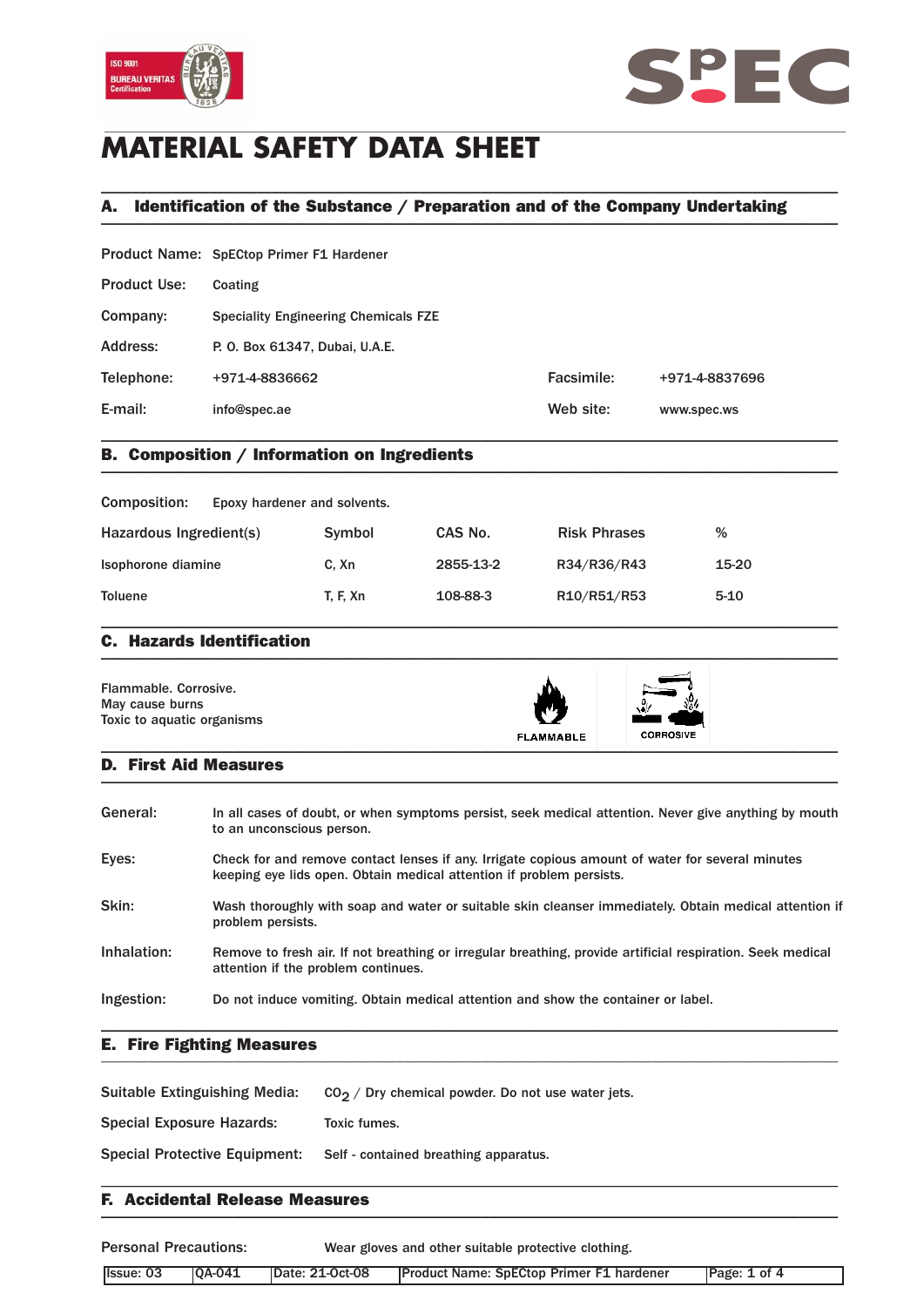# MATERIAL SAFETY DATA SHEET

## A. Identification of the Substance / Preparation and of the Company Undertaking

| | | | |
|---|---|---|---|
| Product Name: | SpECtop Primer F1 Hardener | | |
| Product Use: | Coating | | |
| Company: | Speciality Engineering Chemicals FZE | | |
| Address: | P. O. Box 61347, Dubai, U.A.E. | | |
| Telephone: | +971-4-8836662 | Facsimile: | +971-4-8837696 |
| E-mail: | info@spec.ae | Web site: | www.spec.ws |

## B. Composition / Information on Ingredients

Composition: Epoxy hardener and solvents.

| Hazardous Ingredient(s) | Symbol | CAS No. | Risk Phrases | % |
|---|---|---|---|---|
| Isophorone diamine | C, Xn | 2855-13-2 | R34/R36/R43 | 15-20 |
| Toluene | T, F, Xn | 108-88-3 | R10/R51/R53 | 5-10 |

## C. Hazards Identification

Flammable. Corrosive.
May cause burns
Toxic to aquatic organisms

FLAMMABLE CORROSIVE

## D. First Aid Measures

**General:** In all cases of doubt, or when symptoms persist, seek medical attention. Never give anything by mouth to an unconscious person.

**Eyes:** Check for and remove contact lenses if any. Irrigate copious amount of water for several minutes keeping eye lids open. Obtain medical attention if problem persists.

**Skin:** Wash thoroughly with soap and water or suitable skin cleanser immediately. Obtain medical attention if problem persists.

**Inhalation:** Remove to fresh air. If not breathing or irregular breathing, provide artificial respiration. Seek medical attention if the problem continues.

**Ingestion:** Do not induce vomiting. Obtain medical attention and show the container or label.

## E. Fire Fighting Measures

**Suitable Extinguishing Media:** $CO_2$ / Dry chemical powder. Do not use water jets.

**Special Exposure Hazards:** Toxic fumes.

**Special Protective Equipment:** Self - contained breathing apparatus.

## F. Accidental Release Measures

**Personal Precautions:** Wear gloves and other suitable protective clothing.

| Issue: 03 | QA-041 | Date: 21-Oct-08 | Product Name: SpECtop Primer F1 hardener |
|---|---|---|---|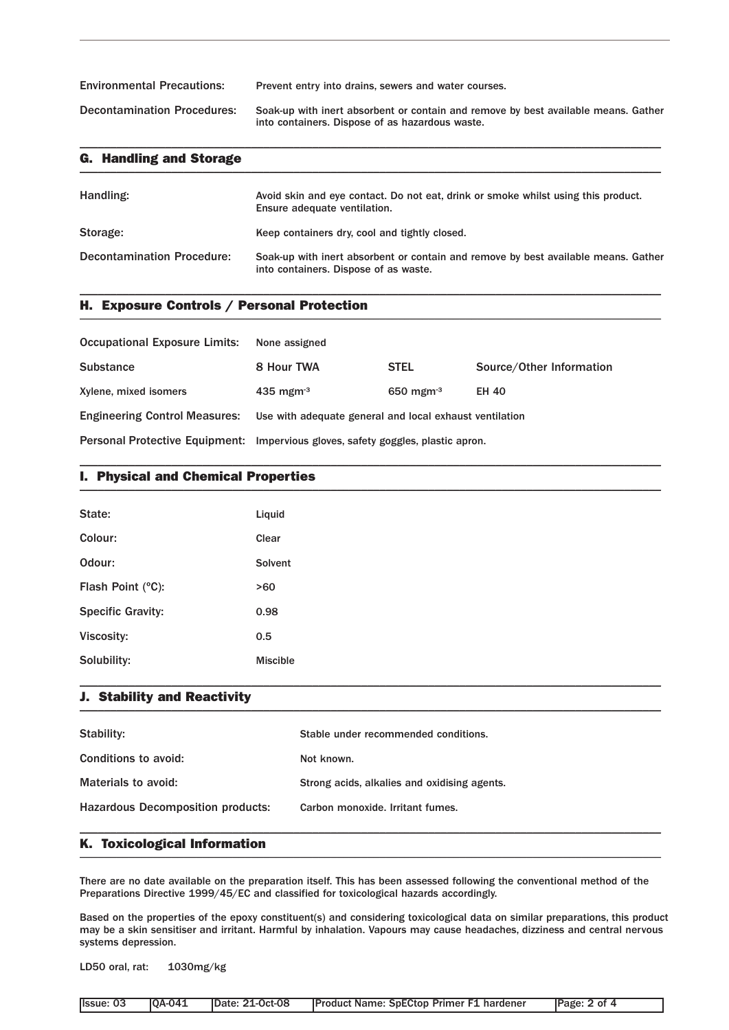| | |
|---|---|
| Environmental Precautions: | Prevent entry into drains, sewers and water courses. |
| Decontamination Procedures: | Soak-up with inert absorbent or contain and remove by best available means. Gather into containers. Dispose of as hazardous waste. |

## G. Handling and Storage

| | |
|---|---|
| Handling: | Avoid skin and eye contact. Do not eat, drink or smoke whilst using this product. Ensure adequate ventilation. |
| Storage: | Keep containers dry, cool and tightly closed. |
| Decontamination Procedure: | Soak-up with inert absorbent or contain and remove by best available means. Gather into containers. Dispose of as waste. |

## H. Exposure Controls / Personal Protection

Occupational Exposure Limits: None assigned

| Substance | 8 Hour TWA | STEL | Source/Other Information |
|---|---|---|---|
| Xylene, mixed isomers | 435 $mgm^{-3}$ | 650 $mgm^{-3}$ | EH 40 |

Engineering Control Measures: Use with adequate general and local exhaust ventilation

Personal Protective Equipment: Impervious gloves, safety goggles, plastic apron.

## I. Physical and Chemical Properties

| | |
|---|---|
| State: | Liquid |
| Colour: | Clear |
| Odour: | Solvent |
| Flash Point (°C): | >60 |
| Specific Gravity: | 0.98 |
| Viscosity: | 0.5 |
| Solubility: | Miscible |

## J. Stability and Reactivity

| | |
|---|---|
| Stability: | Stable under recommended conditions. |
| Conditions to avoid: | Not known. |
| Materials to avoid: | Strong acids, alkalies and oxidising agents. |
| Hazardous Decomposition products: | Carbon monoxide. Irritant fumes. |

## K. Toxicological Information

There are no date available on the preparation itself. This has been assessed following the conventional method of the Preparations Directive 1999/45/EC and classified for toxicological hazards accordingly.

Based on the properties of the epoxy constituent(s) and considering toxicological data on similar preparations, this product may be a skin sensitiser and irritant. Harmful by inhalation. Vapours may cause headaches, dizziness and central nervous systems depression.

LD50 oral, rat: 1030mg/kg

| Issue: 03 | QA-041 | Date: 21-Oct-08 | Product Name: SpECtop Primer F1 hardener |
|---|---|---|---|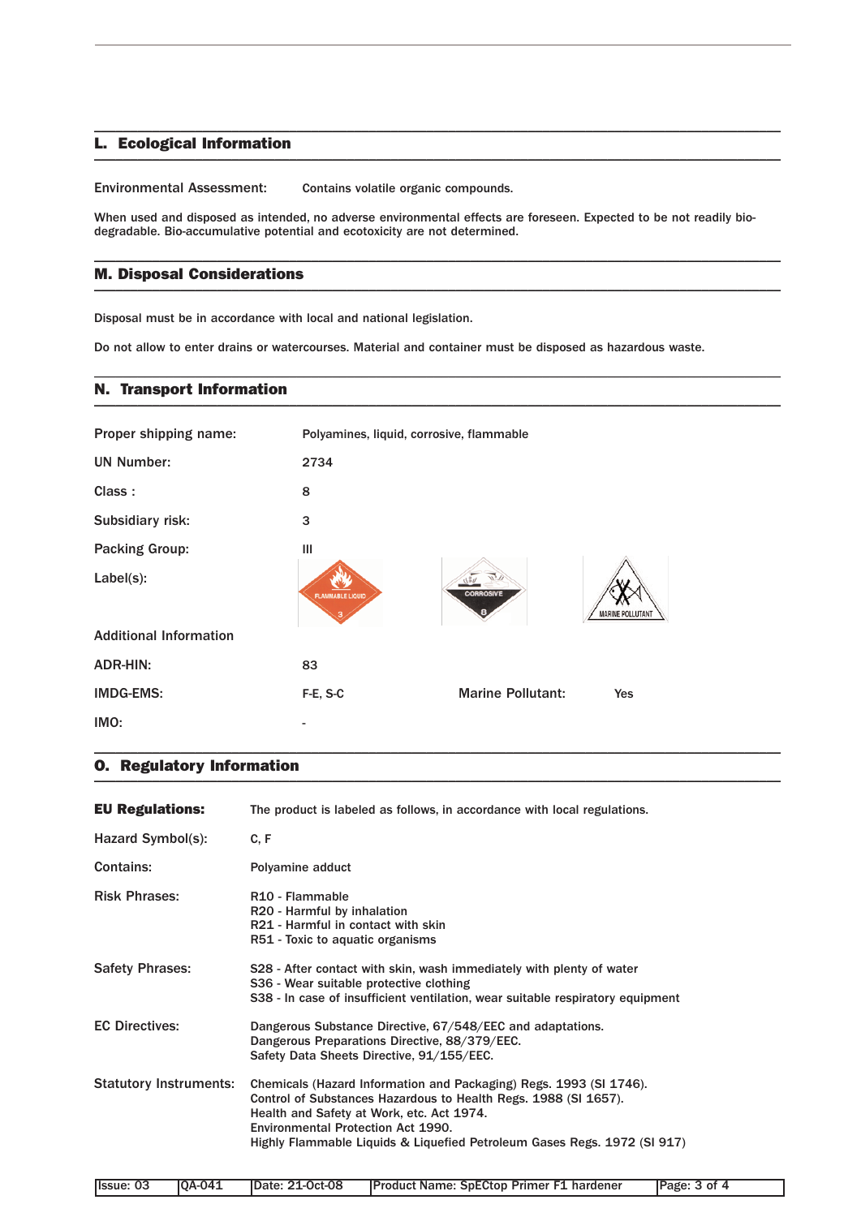## L. Ecological Information

Environmental Assessment: Contains volatile organic compounds.

When used and disposed as intended, no adverse environmental effects are foreseen. Expected to be not readily bio-degradable. Bio-accumulative potential and ecotoxicity are not determined.

## M. Disposal Considerations

Disposal must be in accordance with local and national legislation.

Do not allow to enter drains or watercourses. Material and container must be disposed as hazardous waste.

## N. Transport Information

| | |
|---|---|
| Proper shipping name: | Polyamines, liquid, corrosive, flammable |
| UN Number: | 2734 |
| Class : | 8 |
| Subsidiary risk: | 3 |
| Packing Group: | III |
| Label(s): | FLAMMABLE LIQUID 3; CORROSIVE 8; MARINE POLLUTANT |

Additional Information

| | | | |
|---|---|---|---|
| ADR-HIN: | 83 | | |
| IMDG-EMS: | F-E, S-C | Marine Pollutant: | Yes |
| IMO: | - | | |

## O. Regulatory Information

**EU Regulations:** The product is labeled as follows, in accordance with local regulations.

Hazard Symbol(s): C, F

Contains: Polyamine adduct

Risk Phrases:
- R10 - Flammable
- R20 - Harmful by inhalation
- R21 - Harmful in contact with skin
- R51 - Toxic to aquatic organisms

Safety Phrases:
- S28 - After contact with skin, wash immediately with plenty of water
- S36 - Wear suitable protective clothing
- S38 - In case of insufficient ventilation, wear suitable respiratory equipment

EC Directives:
- Dangerous Substance Directive, 67/548/EEC and adaptations.
- Dangerous Preparations Directive, 88/379/EEC.
- Safety Data Sheets Directive, 91/155/EEC.

Statutory Instruments:
- Chemicals (Hazard Information and Packaging) Regs. 1993 (SI 1746).
- Control of Substances Hazardous to Health Regs. 1988 (SI 1657).
- Health and Safety at Work, etc. Act 1974.
- Environmental Protection Act 1990.
- Highly Flammable Liquids & Liquefied Petroleum Gases Regs. 1972 (SI 917)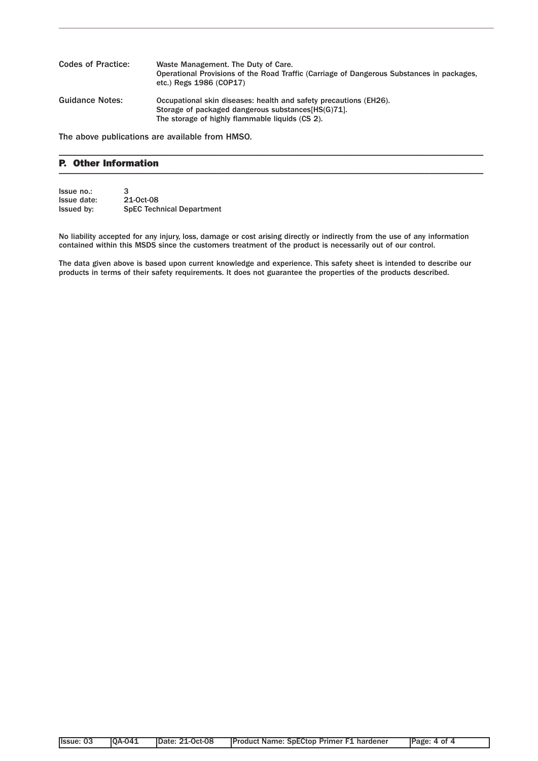| | |
|---|---|
| Codes of Practice: | Waste Management. The Duty of Care.<br>Operational Provisions of the Road Traffic (Carriage of Dangerous Substances in packages, etc.) Regs 1986 (COP17) |
| Guidance Notes: | Occupational skin diseases: health and safety precautions (EH26).<br>Storage of packaged dangerous substances[HS(G)71].<br>The storage of highly flammable liquids (CS 2). |

The above publications are available from HMSO.

## P. Other Information

Issue no.: 3
Issue date: 21-Oct-08
Issued by: SpEC Technical Department

No liability accepted for any injury, loss, damage or cost arising directly or indirectly from the use of any information contained within this MSDS since the customers treatment of the product is necessarily out of our control.

The data given above is based upon current knowledge and experience. This safety sheet is intended to describe our products in terms of their safety requirements. It does not guarantee the properties of the products described.